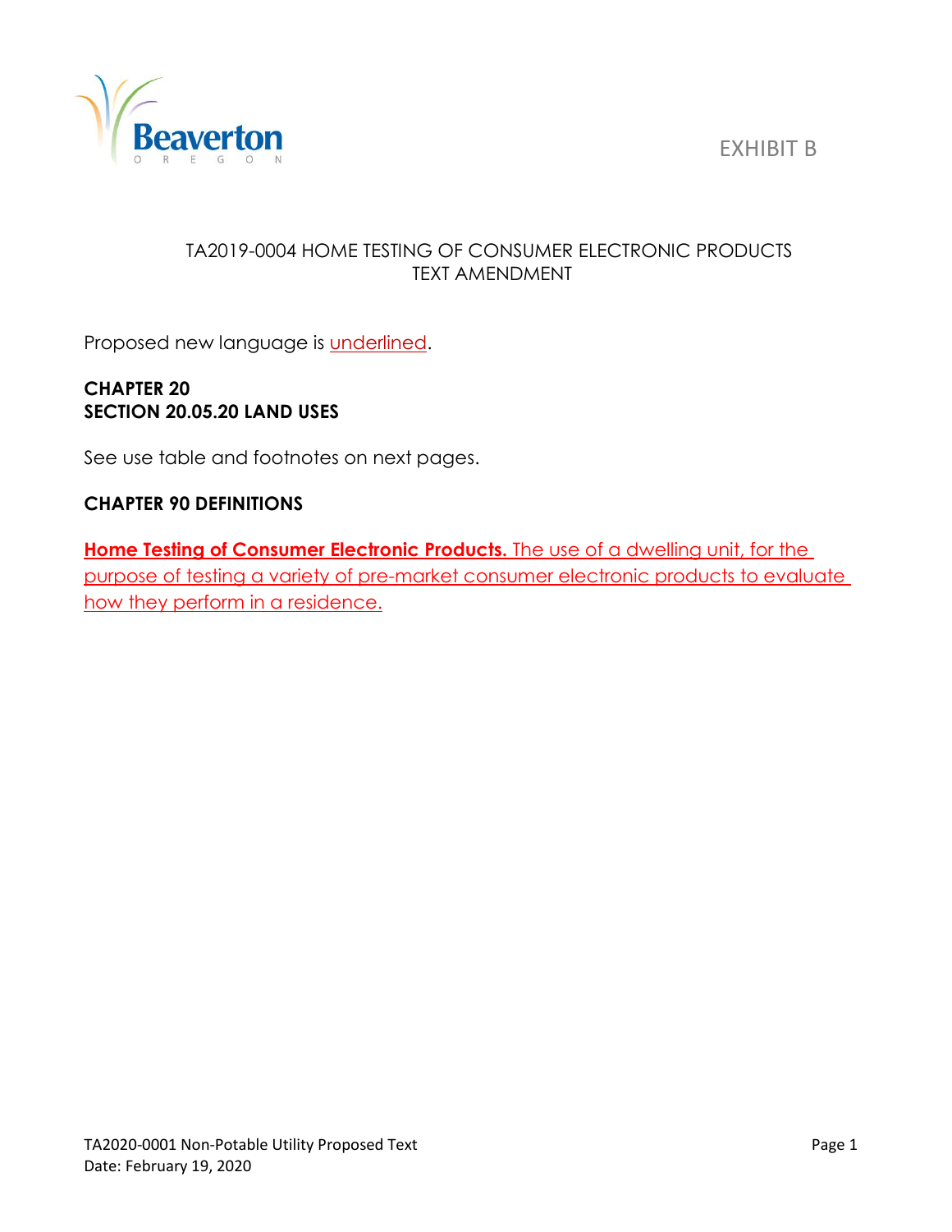EXHIBIT B

# TA2019-0004 HOME TESTING OF CONSUMER ELECTRONIC PRODUCTS TEXT AMENDMENT

Proposed new language is <u>underlined</u>.

**CHAPTER 20**
**SECTION 20.05.20 LAND USES**

See use table and footnotes on next pages.

**CHAPTER 90 DEFINITIONS**

<u>**Home Testing of Consumer Electronic Products.** The use of a dwelling unit, for the purpose of testing a variety of pre-market consumer electronic products to evaluate how they perform in a residence.</u>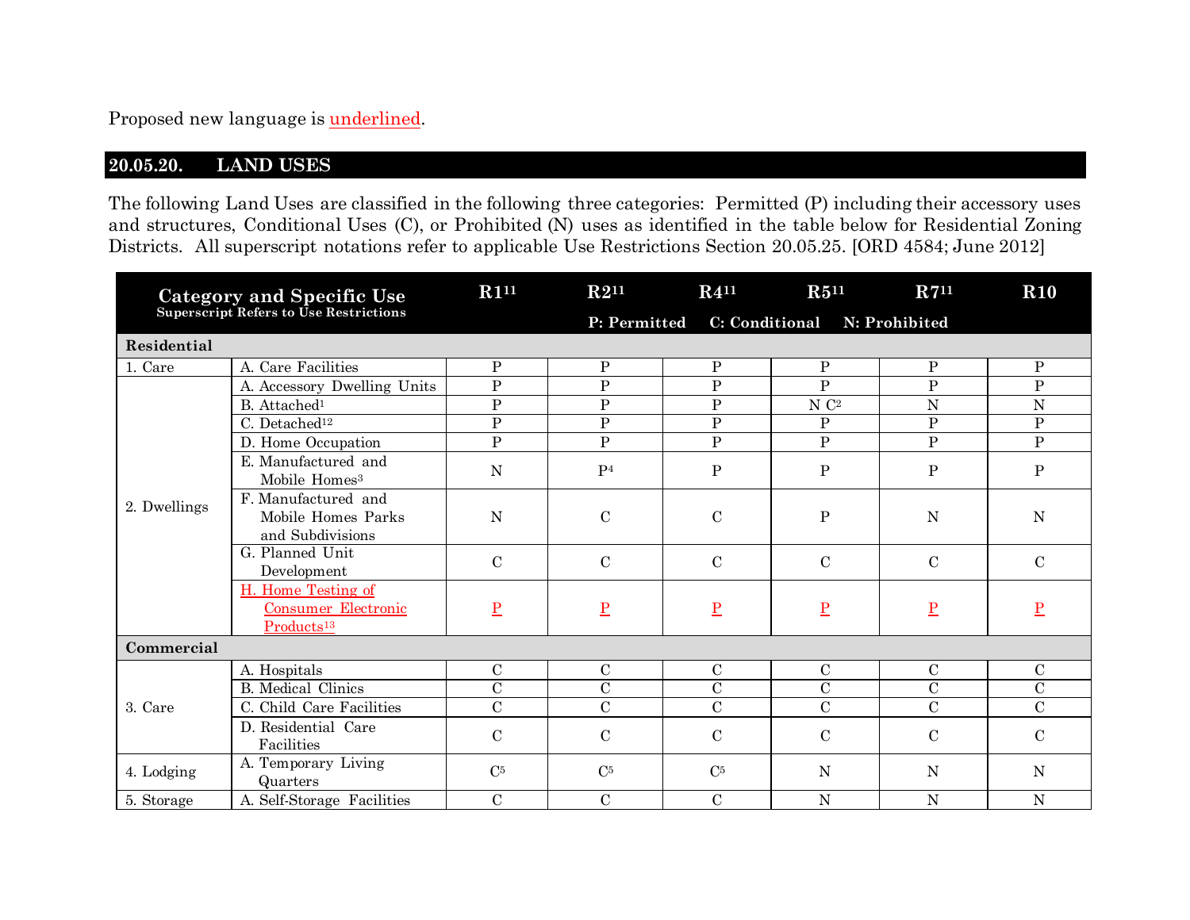Proposed new language is <u>underlined</u>.

## 20.05.20. LAND USES

The following Land Uses are classified in the following three categories: Permitted (P) including their accessory uses and structures, Conditional Uses (C), or Prohibited (N) uses as identified in the table below for Residential Zoning Districts. All superscript notations refer to applicable Use Restrictions Section 20.05.25. [ORD 4584; June 2012]

| Category and Specific Use (Superscript Refers to Use Restrictions) | | R1[11] | R2[11] | R4[11] | R5[11] | R7[11] | R10 |
|---|---|---|---|---|---|---|---|
| | | | P: Permitted | C: Conditional | N: Prohibited | | |
| **Residential** | | | | | | | |
| 1. Care | A. Care Facilities | P | P | P | P | P | P |
| 2. Dwellings | A. Accessory Dwelling Units | P | P | P | P | P | P |
| | B. Attached[1] | P | P | P | N C[2] | N | N |
| | C. Detached[12] | P | P | P | P | P | P |
| | D. Home Occupation | P | P | P | P | P | P |
| | E. Manufactured and Mobile Homes[3] | N | P[4] | P | P | P | P |
| | F. Manufactured and Mobile Homes Parks and Subdivisions | N | C | C | P | N | N |
| | G. Planned Unit Development | C | C | C | C | C | C |
| | <u>H. Home Testing of Consumer Electronic Products[13]</u> | <u>P</u> | <u>P</u> | <u>P</u> | <u>P</u> | <u>P</u> | <u>P</u> |
| **Commercial** | | | | | | | |
| 3. Care | A. Hospitals | C | C | C | C | C | C |
| | B. Medical Clinics | C | C | C | C | C | C |
| | C. Child Care Facilities | C | C | C | C | C | C |
| | D. Residential Care Facilities | C | C | C | C | C | C |
| 4. Lodging | A. Temporary Living Quarters | C[5] | C[5] | C[5] | N | N | N |
| 5. Storage | A. Self-Storage Facilities | C | C | C | N | N | N |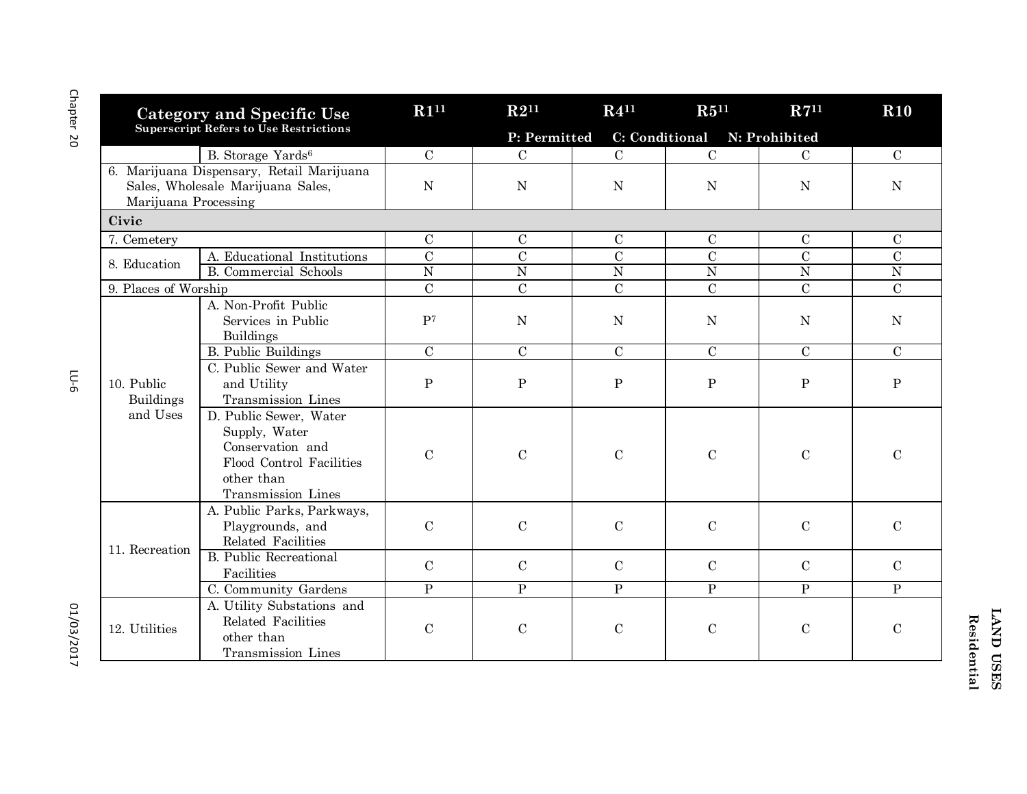| Category and Specific Use<br>Superscript Refers to Use Restrictions | | R1[11] | R2[11] | R4[11] | R5[11] | R7[11] | R10 |
|---|---|---|---|---|---|---|---|
| | | P: Permitted | C: Conditional | N: Prohibited | | | |
| | B. Storage Yards[6] | C | C | C | C | C | C |
| 6. Marijuana Dispensary, Retail Marijuana Sales, Wholesale Marijuana Sales, Marijuana Processing | | N | N | N | N | N | N |
| **Civic** | | | | | | | |
| 7. Cemetery | | C | C | C | C | C | C |
| 8. Education | A. Educational Institutions | C | C | C | C | C | C |
| | B. Commercial Schools | N | N | N | N | N | N |
| 9. Places of Worship | | C | C | C | C | C | C |
| 10. Public Buildings and Uses | A. Non-Profit Public Services in Public Buildings | P[7] | N | N | N | N | N |
| | B. Public Buildings | C | C | C | C | C | C |
| | C. Public Sewer and Water and Utility Transmission Lines | P | P | P | P | P | P |
| | D. Public Sewer, Water Supply, Water Conservation and Flood Control Facilities other than Transmission Lines | C | C | C | C | C | C |
| 11. Recreation | A. Public Parks, Parkways, Playgrounds, and Related Facilities | C | C | C | C | C | C |
| | B. Public Recreational Facilities | C | C | C | C | C | C |
| | C. Community Gardens | P | P | P | P | P | P |
| 12. Utilities | A. Utility Substations and Related Facilities other than Transmission Lines | C | C | C | C | C | C |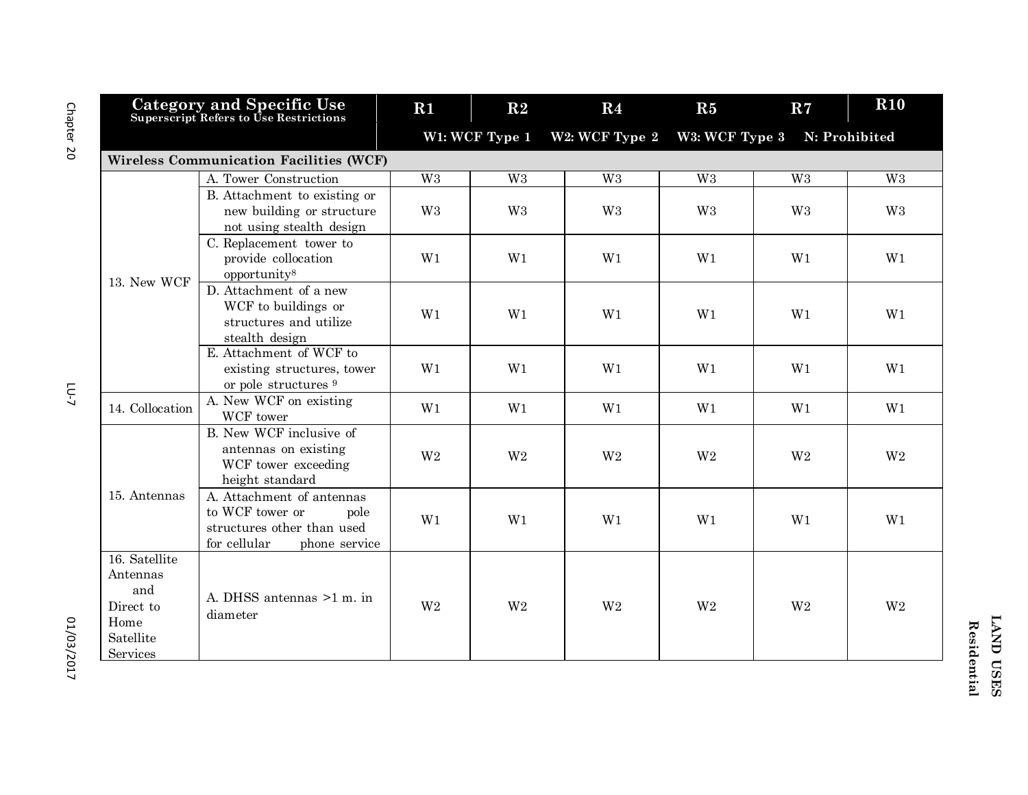| Category and Specific Use<br>Superscript Refers to Use Restrictions | | R1 | R2 | R4 | R5 | R7 | R10 |
|---|---|---|---|---|---|---|---|
| | | W1: WCF Type 1 | | W2: WCF Type 2 | W3: WCF Type 3 | N: Prohibited | |
| **Wireless Communication Facilities (WCF)** | | | | | | | |
| 13. New WCF | A. Tower Construction | W3 | W3 | W3 | W3 | W3 | W3 |
| | B. Attachment to existing or new building or structure not using stealth design | W3 | W3 | W3 | W3 | W3 | W3 |
| | C. Replacement tower to provide collocation opportunity[8] | W1 | W1 | W1 | W1 | W1 | W1 |
| | D. Attachment of a new WCF to buildings or structures and utilize stealth design | W1 | W1 | W1 | W1 | W1 | W1 |
| | E. Attachment of WCF to existing structures, tower or pole structures [9] | W1 | W1 | W1 | W1 | W1 | W1 |
| 14. Collocation | A. New WCF on existing WCF tower | W1 | W1 | W1 | W1 | W1 | W1 |
| 15. Antennas | B. New WCF inclusive of antennas on existing WCF tower exceeding height standard | W2 | W2 | W2 | W2 | W2 | W2 |
| | A. Attachment of antennas to WCF tower or pole structures other than used for cellular phone service | W1 | W1 | W1 | W1 | W1 | W1 |
| 16. Satellite Antennas and Direct to Home Satellite Services | A. DHSS antennas >1 m. in diameter | W2 | W2 | W2 | W2 | W2 | W2 |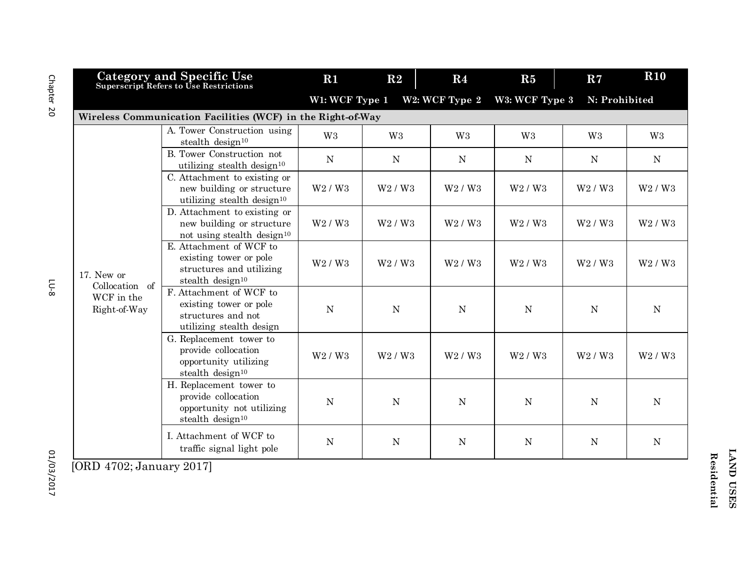| Category and Specific Use (Superscript Refers to Use Restrictions) | | R1 | R2 | R4 | R5 | R7 | R10 |
|---|---|---|---|---|---|---|---|
| | | W1: WCF Type 1 | W2: WCF Type 2 | W3: WCF Type 3 | N: Prohibited | | |
| **Wireless Communication Facilities (WCF) in the Right-of-Way** | | | | | | | |
| 17. New or Collocation of WCF in the Right-of-Way | A. Tower Construction using stealth design[10] | W3 | W3 | W3 | W3 | W3 | W3 |
| | B. Tower Construction not utilizing stealth design[10] | N | N | N | N | N | N |
| | C. Attachment to existing or new building or structure utilizing stealth design[10] | W2 / W3 | W2 / W3 | W2 / W3 | W2 / W3 | W2 / W3 | W2 / W3 |
| | D. Attachment to existing or new building or structure not using stealth design[10] | W2 / W3 | W2 / W3 | W2 / W3 | W2 / W3 | W2 / W3 | W2 / W3 |
| | E. Attachment of WCF to existing tower or pole structures and utilizing stealth design[10] | W2 / W3 | W2 / W3 | W2 / W3 | W2 / W3 | W2 / W3 | W2 / W3 |
| | F. Attachment of WCF to existing tower or pole structures and not utilizing stealth design | N | N | N | N | N | N |
| | G. Replacement tower to provide collocation opportunity utilizing stealth design[10] | W2 / W3 | W2 / W3 | W2 / W3 | W2 / W3 | W2 / W3 | W2 / W3 |
| | H. Replacement tower to provide collocation opportunity not utilizing stealth design[10] | N | N | N | N | N | N |
| | I. Attachment of WCF to traffic signal light pole | N | N | N | N | N | N |

[ORD 4702; January 2017]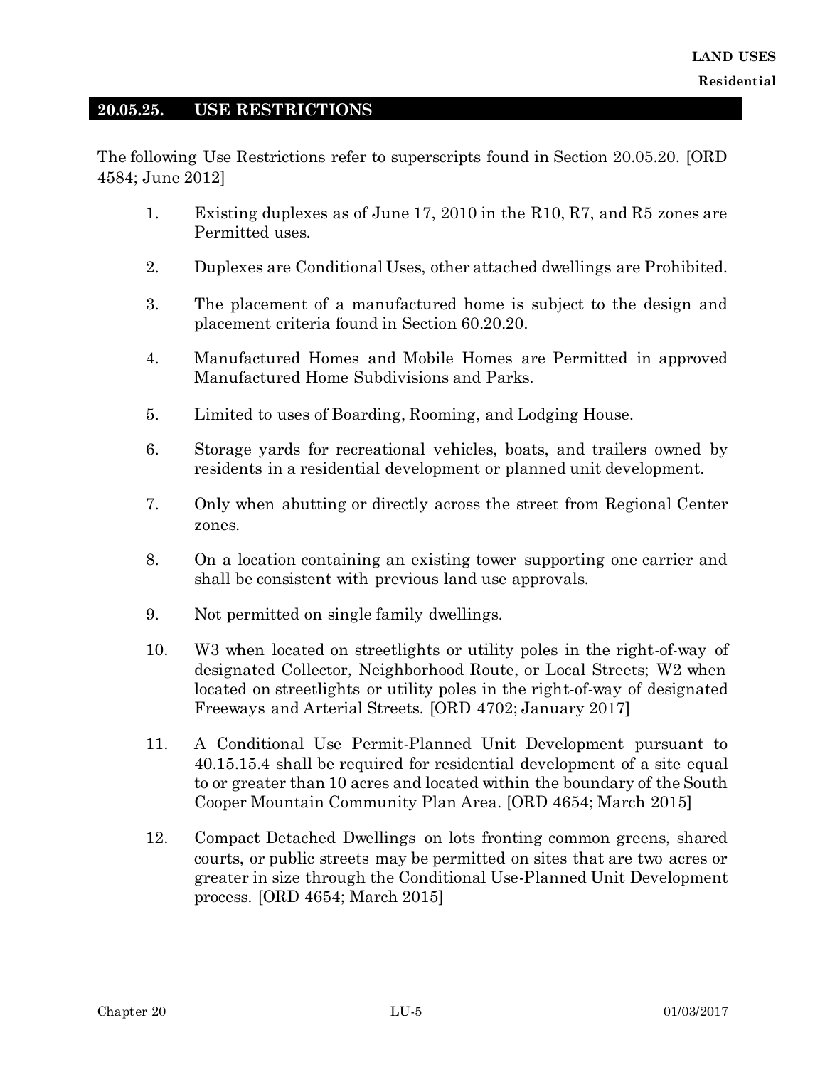## 20.05.25. USE RESTRICTIONS

The following Use Restrictions refer to superscripts found in Section 20.05.20. [ORD 4584; June 2012]

1. Existing duplexes as of June 17, 2010 in the R10, R7, and R5 zones are Permitted uses.

2. Duplexes are Conditional Uses, other attached dwellings are Prohibited.

3. The placement of a manufactured home is subject to the design and placement criteria found in Section 60.20.20.

4. Manufactured Homes and Mobile Homes are Permitted in approved Manufactured Home Subdivisions and Parks.

5. Limited to uses of Boarding, Rooming, and Lodging House.

6. Storage yards for recreational vehicles, boats, and trailers owned by residents in a residential development or planned unit development.

7. Only when abutting or directly across the street from Regional Center zones.

8. On a location containing an existing tower supporting one carrier and shall be consistent with previous land use approvals.

9. Not permitted on single family dwellings.

10. W3 when located on streetlights or utility poles in the right-of-way of designated Collector, Neighborhood Route, or Local Streets; W2 when located on streetlights or utility poles in the right-of-way of designated Freeways and Arterial Streets. [ORD 4702; January 2017]

11. A Conditional Use Permit-Planned Unit Development pursuant to 40.15.15.4 shall be required for residential development of a site equal to or greater than 10 acres and located within the boundary of the South Cooper Mountain Community Plan Area. [ORD 4654; March 2015]

12. Compact Detached Dwellings on lots fronting common greens, shared courts, or public streets may be permitted on sites that are two acres or greater in size through the Conditional Use-Planned Unit Development process. [ORD 4654; March 2015]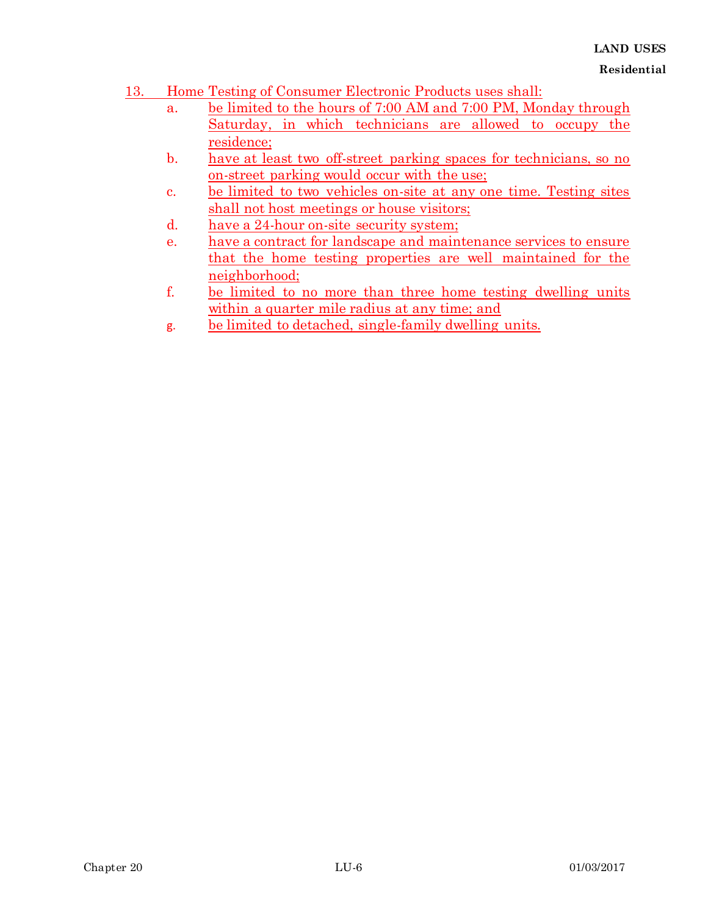13. Home Testing of Consumer Electronic Products uses shall:
    a. be limited to the hours of 7:00 AM and 7:00 PM, Monday through Saturday, in which technicians are allowed to occupy the residence;
    b. have at least two off-street parking spaces for technicians, so no on-street parking would occur with the use;
    c. be limited to two vehicles on-site at any one time. Testing sites shall not host meetings or house visitors;
    d. have a 24-hour on-site security system;
    e. have a contract for landscape and maintenance services to ensure that the home testing properties are well maintained for the neighborhood;
    f. be limited to no more than three home testing dwelling units within a quarter mile radius at any time; and
    g. be limited to detached, single-family dwelling units.